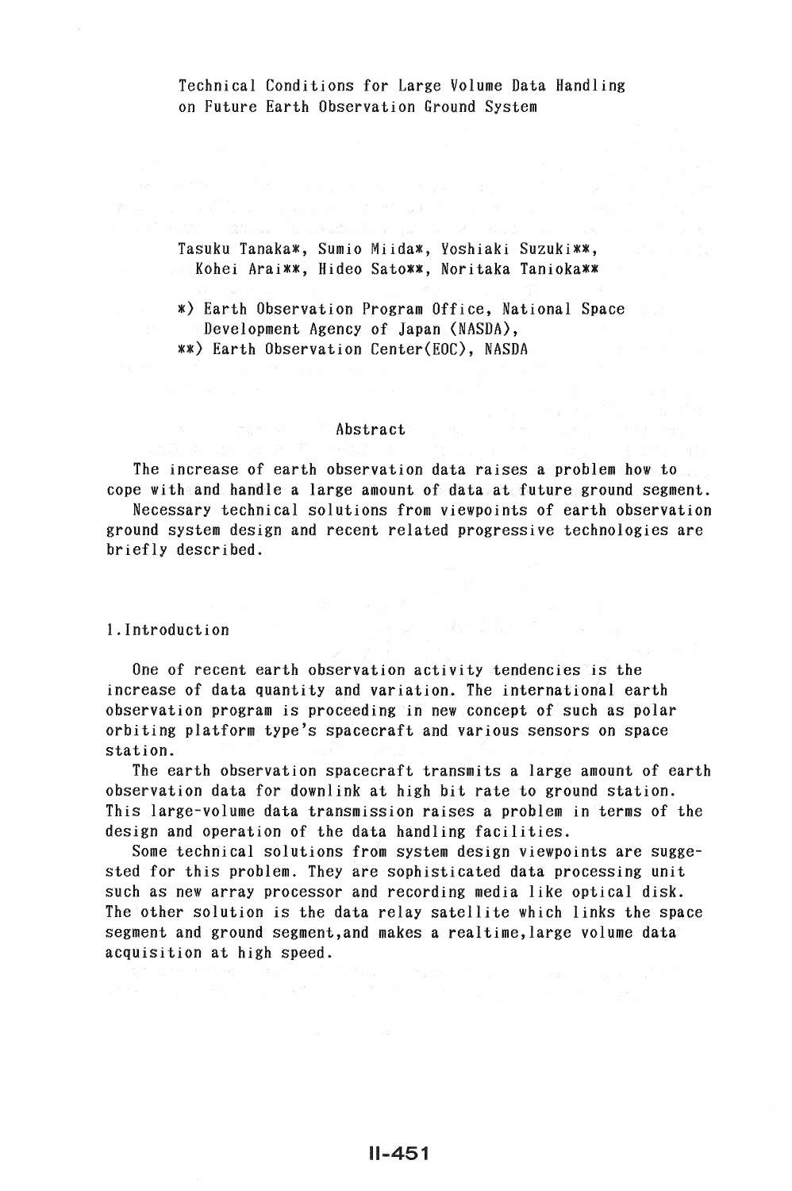# Technical Conditions for Large Volume Data Handling on Future Earth Observation Ground System

Tasuku Tanaka*, Sumio Miida*, Yoshiaki Suzuki**, Kohei Arai**, Hideo Sato**, Noritaka Tanioka**

*) Earth Observation Program Office, National Space Development Agency of Japan (NASDA),
**) Earth Observation Center(EOC), NASDA

## Abstract

The increase of earth observation data raises a problem how to cope with and handle a large amount of data at future ground segment.
Necessary technical solutions from viewpoints of earth observation ground system design and recent related progressive technologies are briefly described.

## 1. Introduction

One of recent earth observation activity tendencies is the increase of data quantity and variation. The international earth observation program is proceeding in new concept of such as polar orbiting platform type's spacecraft and various sensors on space station.

The earth observation spacecraft transmits a large amount of earth observation data for downlink at high bit rate to ground station. This large-volume data transmission raises a problem in terms of the design and operation of the data handling facilities.

Some technical solutions from system design viewpoints are suggested for this problem. They are sophisticated data processing unit such as new array processor and recording media like optical disk. The other solution is the data relay satellite which links the space segment and ground segment,and makes a realtime,large volume data acquisition at high speed.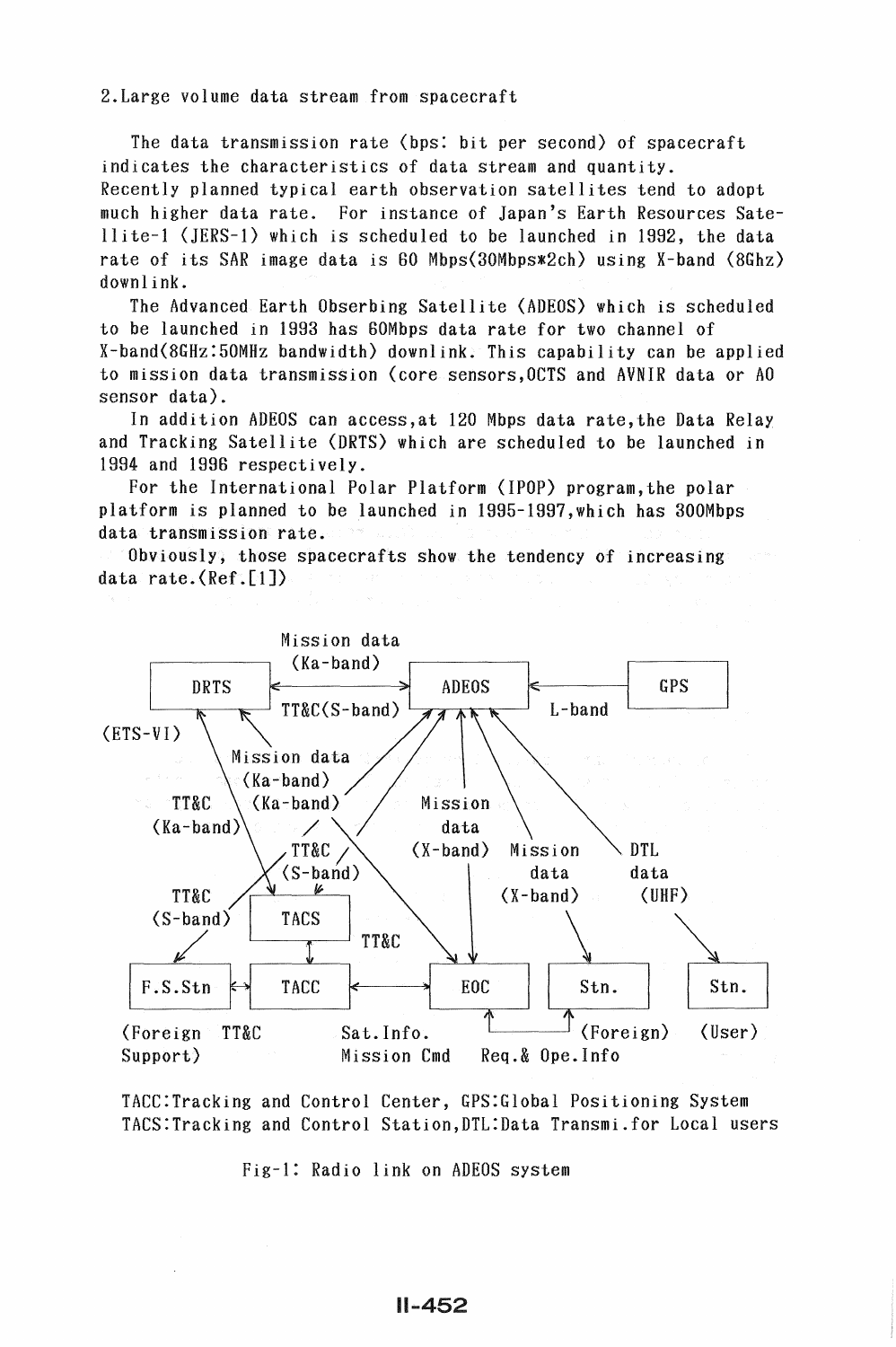2.Large volume data stream from spacecraft

The data transmission rate (bps: bit per second) of spacecraft indicates the characteristics of data stream and quantity. Recently planned typical earth observation satellites tend to adopt much higher data rate. For instance of Japan's Earth Resources Satellite-1 (JERS-1) which is scheduled to be launched in 1992, the data rate of its SAR image data is 60 Mbps(30Mbps*2ch) using X-band (8Ghz) downlink.

The Advanced Earth Obserbing Satellite (ADEOS) which is scheduled to be launched in 1993 has 60Mbps data rate for two channel of X-band(8GHz:50MHz bandwidth) downlink. This capability can be applied to mission data transmission (core sensors,OCTS and AVNIR data or AO sensor data).

In addition ADEOS can access,at 120 Mbps data rate,the Data Relay and Tracking Satellite (DRTS) which are scheduled to be launched in 1994 and 1996 respectively.

For the International Polar Platform (IPOP) program,the polar platform is planned to be launched in 1995-1997,which has 300Mbps data transmission rate.

Obviously, those spacecrafts show the tendency of increasing data rate.(Ref.[1])

TACC:Tracking and Control Center, GPS:Global Positioning System
TACS:Tracking and Control Station,DTL:Data Transmi.for Local users

Fig-1: Radio link on ADEOS system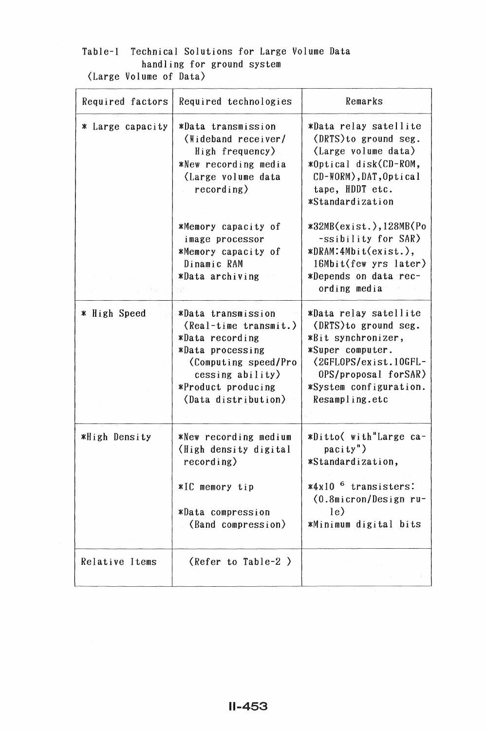Table-1 Technical Solutions for Large Volume Data handling for ground system
(Large Volume of Data)

| Required factors | Required technologies | Remarks |
|---|---|---|
| * Large capacity | *Data transmission (Wideband receiver/ High frequency)<br>*New recording media (Large volume data recording)<br><br>*Memory capacity of image processor<br>*Memory capacity of Dinamic RAM<br>*Data archiving | *Data relay satellite (DRTS)to ground seg. (Large volume data)<br>*Optical disk(CD-ROM, CD-WORM),DAT,Optical tape, HDDT etc.<br>*Standardization<br><br>*32MB(exist.),128MB(Po-ssibility for SAR)<br>*DRAM:4Mbit(exist.), 16Mbit(few yrs later)<br>*Depends on data recording media |
| * High Speed | *Data transmission (Real-time transmit.)<br>*Data recording<br>*Data processing (Computing speed/Processing ability)<br>*Product producing (Data distribution) | *Data relay satellite (DRTS)to ground seg.<br>*Bit synchronizer,<br>*Super computer. (2GFLOPS/exist.10GFL-OPS/proposal forSAR)<br>*System configuration. Resampling.etc |
| *High Density | *New recording medium (High density digital recording)<br><br>*IC memory tip<br><br>*Data compression (Band compression) | *Ditto( with"Large capacity")<br>*Standardization,<br><br>*4x10 $^{6}$ transisters: (0.8micron/Design rule)<br>*Minimum digital bits |
| Relative Items | (Refer to Table-2 ) | |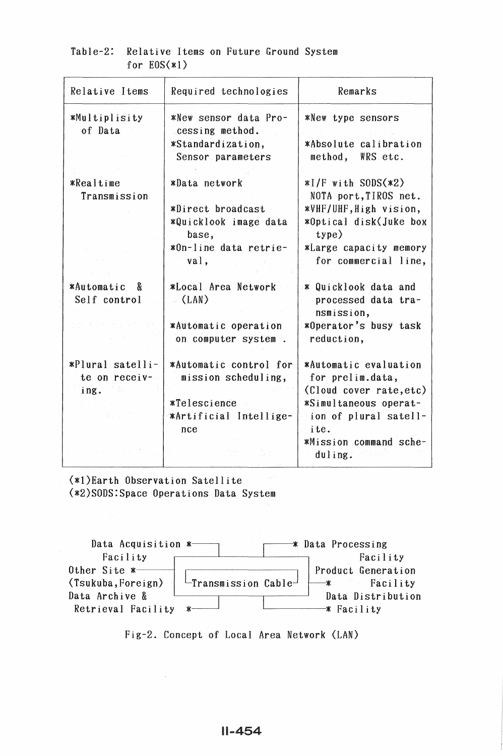Table-2: Relative Items on Future Ground System for EOS(*1)

| Relative Items | Required technologies | Remarks |
|---|---|---|
| *Multiplisity of Data | *New sensor data Processing method.<br>*Standardization, Sensor parameters | *New type sensors<br>*Absolute calibration method, WRS etc. |
| *Realtime Transmission | *Data network<br>*Direct broadcast<br>*Quicklook image data base,<br>*On-line data retrieval, | *I/F with SODS(*2) NOTA port,TIROS net.<br>*VHF/UHF,High vision,<br>*Optical disk(Juke box type)<br>*Large capacity memory for commercial line, |
| *Automatic & Self control | *Local Area Network (LAN)<br>*Automatic operation on computer system . | * Quicklook data and processed data transmission,<br>*Operator's busy task reduction, |
| *Plural satellite on receiving. | *Automatic control for mission scheduling,<br>*Telescience<br>*Artificial Intelligence | *Automatic evaluation for prelim.data, (Cloud cover rate,etc)<br>*Simultaneous operation of plural satellite.<br>*Mission command scheduling. |

(*1)Earth Observation Satellite
(*2)SODS:Space Operations Data System

```
    Data Acquisition *──────┐            ┌────────* Data Processing
         Facility           │            │                Facility
Other Site *──────────┌─────┴────────────┴─────┐  Product Generation
(Tsukuba,Foreign)     │ └Transmission Cable┘   ├──*       Facility
Data Archive &        └─────┬────────────┬─────┘   Data Distribution
 Retrieval Facility  *──────┘            └──────────* Facility
```

Fig-2. Concept of Local Area Network (LAN)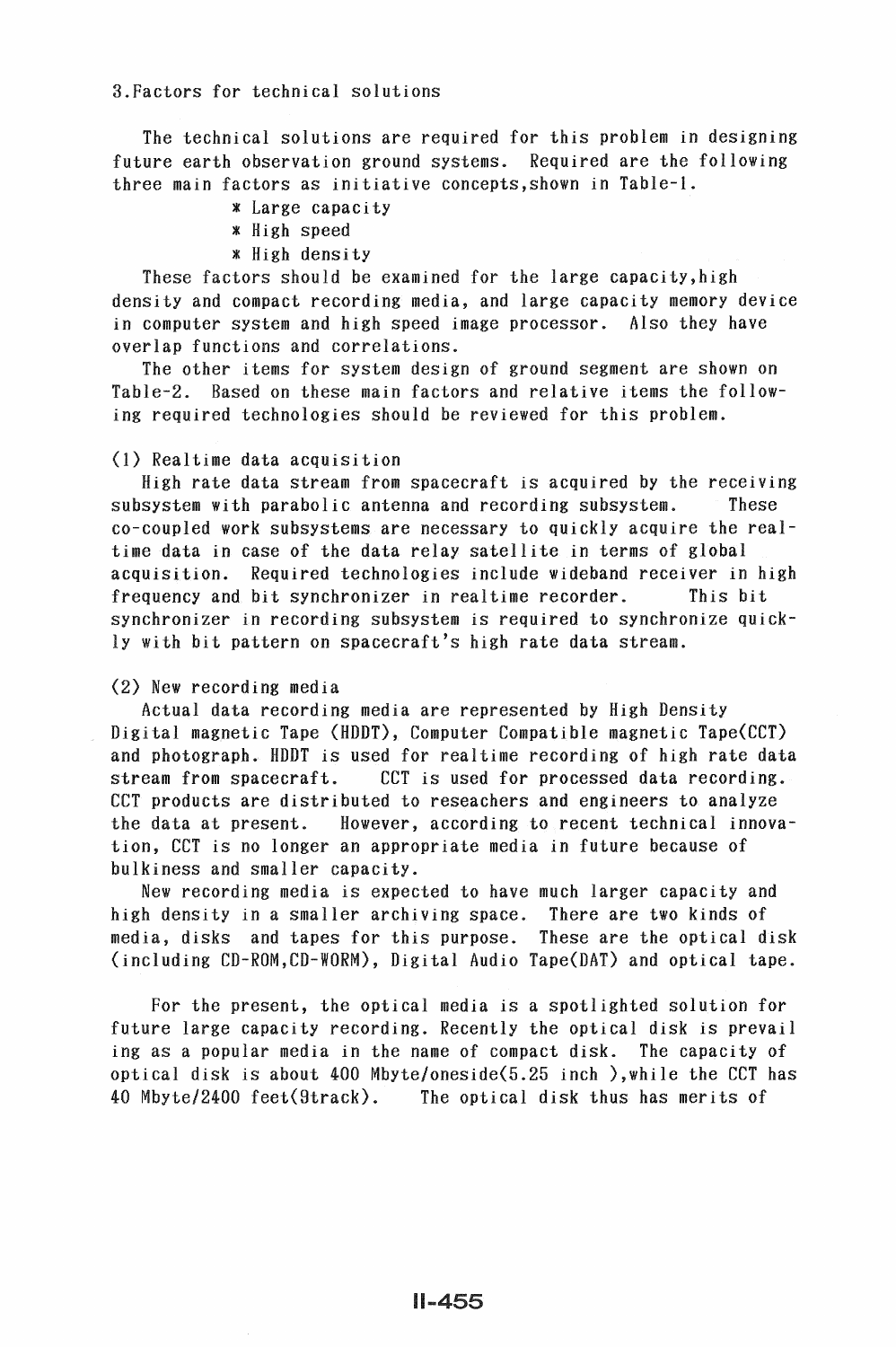## 3.Factors for technical solutions

The technical solutions are required for this problem in designing future earth observation ground systems. Required are the following three main factors as initiative concepts,shown in Table-1.

* Large capacity
* High speed
* High density

These factors should be examined for the large capacity,high density and compact recording media, and large capacity memory device in computer system and high speed image processor. Also they have overlap functions and correlations.

The other items for system design of ground segment are shown on Table-2. Based on these main factors and relative items the following required technologies should be reviewed for this problem.

### (1) Realtime data acquisition

High rate data stream from spacecraft is acquired by the receiving subsystem with parabolic antenna and recording subsystem. These co-coupled work subsystems are necessary to quickly acquire the realtime data in case of the data relay satellite in terms of global acquisition. Required technologies include wideband receiver in high frequency and bit synchronizer in realtime recorder. This bit synchronizer in recording subsystem is required to synchronize quickly with bit pattern on spacecraft's high rate data stream.

### (2) New recording media

Actual data recording media are represented by High Density Digital magnetic Tape (HDDT), Computer Compatible magnetic Tape(CCT) and photograph. HDDT is used for realtime recording of high rate data stream from spacecraft. CCT is used for processed data recording. CCT products are distributed to reseachers and engineers to analyze the data at present. However, according to recent technical innovation, CCT is no longer an appropriate media in future because of bulkiness and smaller capacity.

New recording media is expected to have much larger capacity and high density in a smaller archiving space. There are two kinds of media, disks and tapes for this purpose. These are the optical disk (including CD-ROM,CD-WORM), Digital Audio Tape(DAT) and optical tape.

For the present, the optical media is a spotlighted solution for future large capacity recording. Recently the optical disk is prevailing as a popular media in the name of compact disk. The capacity of optical disk is about 400 Mbyte/oneside(5.25 inch ),while the CCT has 40 Mbyte/2400 feet(9track). The optical disk thus has merits of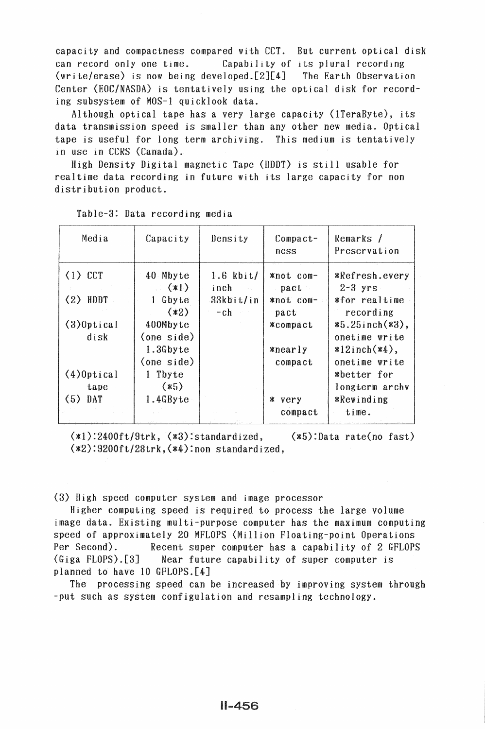capacity and compactness compared with CCT. But current optical disk can record only one time. Capability of its plural recording (write/erase) is now being developed.[2][4] The Earth Observation Center (EOC/NASDA) is tentatively using the optical disk for recording subsystem of MOS-1 quicklook data.

Although optical tape has a very large capacity (1TeraByte), its data transmission speed is smaller than any other new media. Optical tape is useful for long term archiving. This medium is tentatively in use in CCRS (Canada).

High Density Digital magnetic Tape (HDDT) is still usable for realtime data recording in future with its large capacity for non distribution product.

Table-3: Data recording media

| Media | Capacity | Density | Compactness | Remarks / Preservation |
|---|---|---|---|---|
| (1) CCT | 40 Mbyte (*1) | 1.6 kbit/inch | *not compact | *Refresh.every 2-3 yrs |
| (2) HDDT | 1 Gbyte (*2) | 33kbit/in-ch | *not compact | *for realtime recording |
| (3)Optical disk | 400Mbyte (one side) | | *compact | *5.25inch(*3), onetime write |
| | 1.3Gbyte (one side) | | *nearly compact | *12inch(*4), onetime write |
| (4)Optical tape | 1 Tbyte (*5) | | | *better for longterm archv |
| (5) DAT | 1.4GByte | | * very compact | *Rewinding time. |

(*1):2400ft/9trk, (*3):standardized, (*5):Data rate(no fast)
(*2):9200ft/28trk,(*4):non standardized,

(3) High speed computer system and image processor

Higher computing speed is required to process the large volume image data. Existing multi-purpose computer has the maximum computing speed of approximately 20 MFLOPS (Million Floating-point Operations Per Second). Recent super computer has a capability of 2 GFLOPS (Giga FLOPS).[3] Near future capability of super computer is planned to have 10 GFLOPS.[4]

The processing speed can be increased by improving system through-put such as system configulation and resampling technology.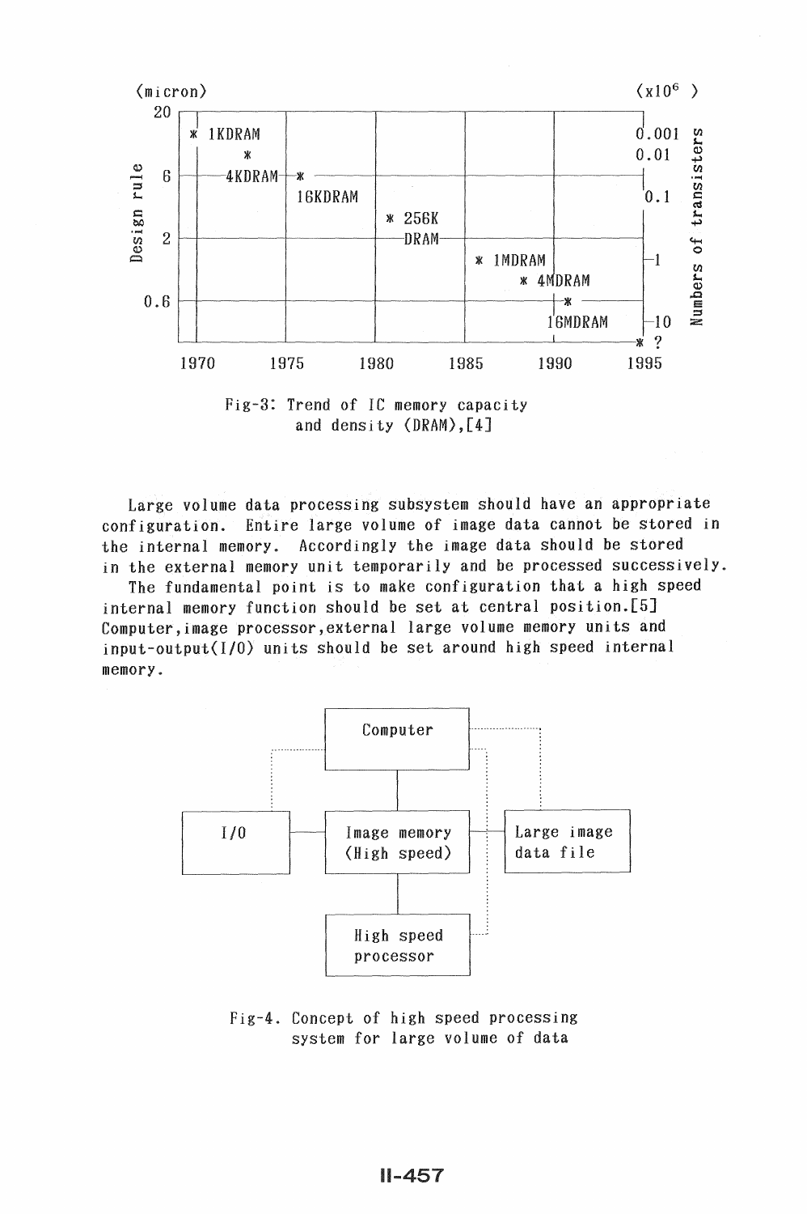Fig-3: Trend of IC memory capacity and density (DRAM),[4]

Large volume data processing subsystem should have an appropriate configuration. Entire large volume of image data cannot be stored in the internal memory. Accordingly the image data should be stored in the external memory unit temporarily and be processed successively.

The fundamental point is to make configuration that a high speed internal memory function should be set at central position.[5] Computer, image processor, external large volume memory units and input-output(I/O) units should be set around high speed internal memory.

Fig-4. Concept of high speed processing system for large volume of data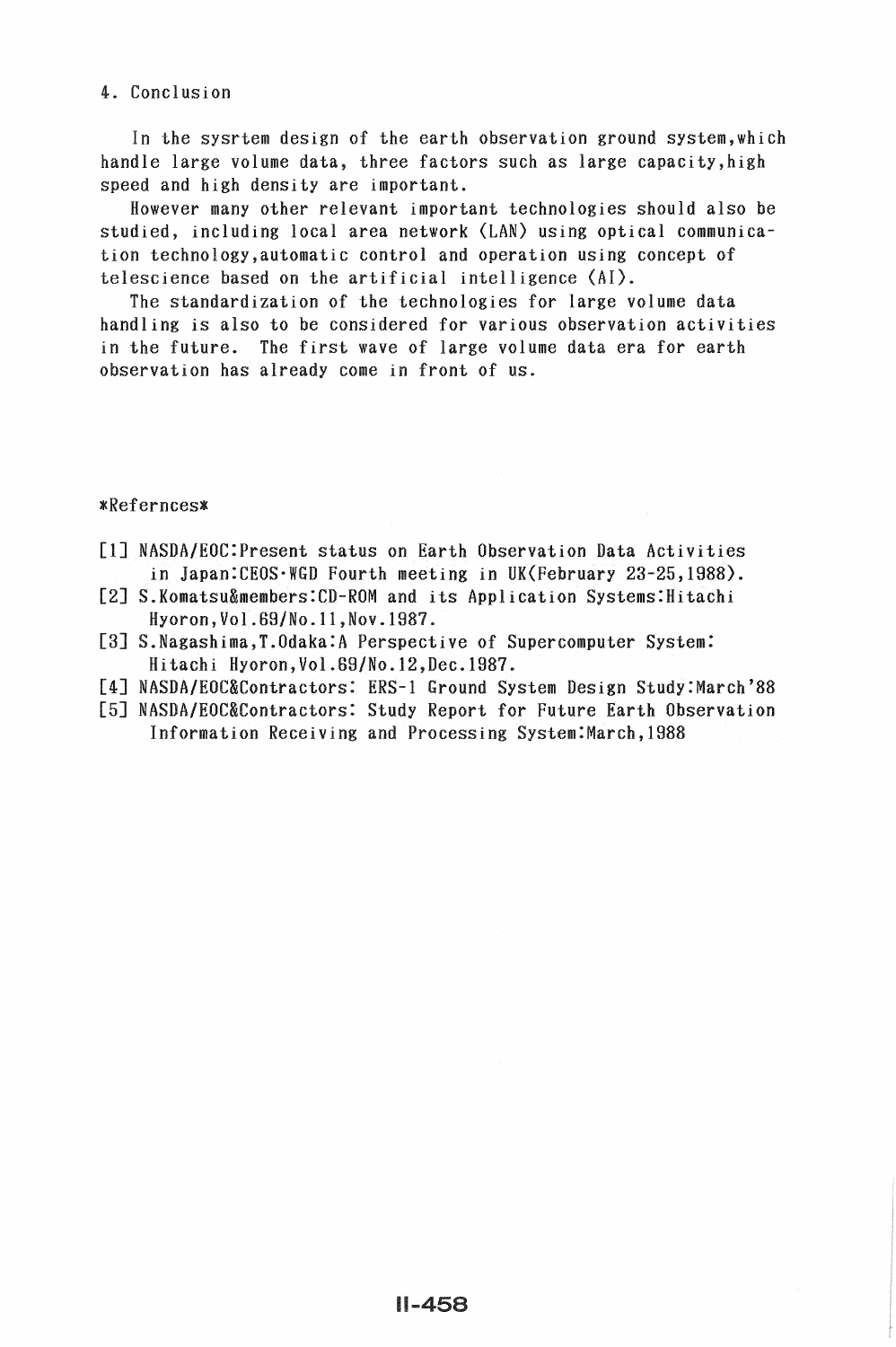## 4. Conclusion

In the sysrtem design of the earth observation ground system,which handle large volume data, three factors such as large capacity,high speed and high density are important.

However many other relevant important technologies should also be studied, including local area network (LAN) using optical communication technology,automatic control and operation using concept of telescience based on the artificial intelligence (AI).

The standardization of the technologies for large volume data handling is also to be considered for various observation activities in the future. The first wave of large volume data era for earth observation has already come in front of us.

## *Refernces*

[1] NASDA/EOC:Present status on Earth Observation Data Activities in Japan:CEOS·WGD Fourth meeting in UK(February 23-25,1988).

[2] S.Komatsu&members:CD-ROM and its Application Systems:Hitachi Hyoron,Vol.69/No.11,Nov.1987.

[3] S.Nagashima,T.Odaka:A Perspective of Supercomputer System: Hitachi Hyoron,Vol.69/No.12,Dec.1987.

[4] NASDA/EOC&Contractors: ERS-1 Ground System Design Study:March'88

[5] NASDA/EOC&Contractors: Study Report for Future Earth Observation Information Receiving and Processing System:March,1988